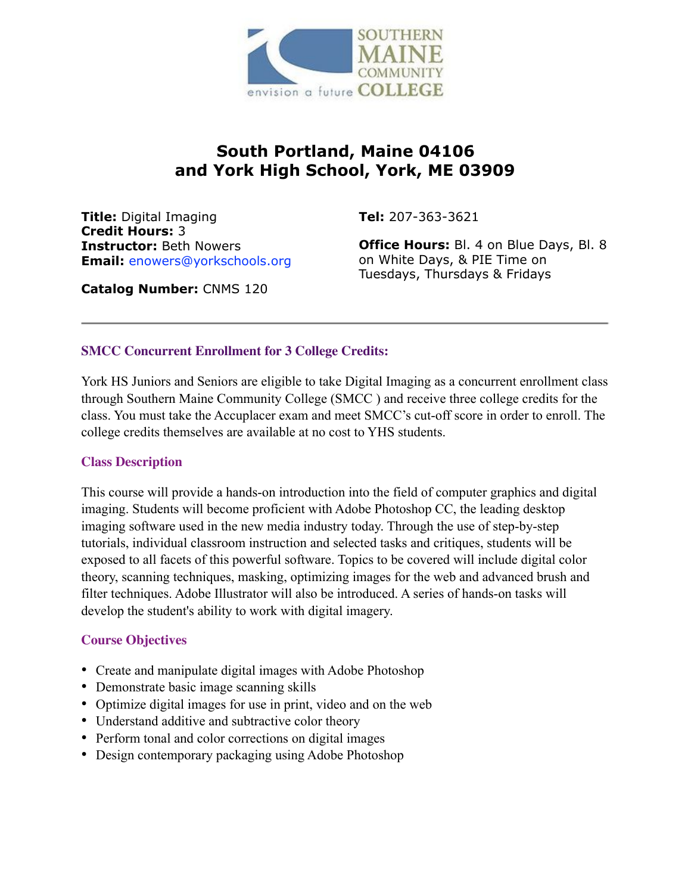# South Portland, Maine 04106
# and York High School, York, ME 03909

**Title:** Digital Imaging
**Credit Hours:** 3
**Instructor:** Beth Nowers
**Email:** enowers@yorkschools.org

**Catalog Number:** CNMS 120

**Tel:** 207-363-3621

**Office Hours:** Bl. 4 on Blue Days, Bl. 8 on White Days, & PIE Time on Tuesdays, Thursdays & Fridays

---

## SMCC Concurrent Enrollment for 3 College Credits:

York HS Juniors and Seniors are eligible to take Digital Imaging as a concurrent enrollment class through Southern Maine Community College (SMCC ) and receive three college credits for the class. You must take the Accuplacer exam and meet SMCC's cut-off score in order to enroll. The college credits themselves are available at no cost to YHS students.

## Class Description

This course will provide a hands-on introduction into the field of computer graphics and digital imaging. Students will become proficient with Adobe Photoshop CC, the leading desktop imaging software used in the new media industry today. Through the use of step-by-step tutorials, individual classroom instruction and selected tasks and critiques, students will be exposed to all facets of this powerful software. Topics to be covered will include digital color theory, scanning techniques, masking, optimizing images for the web and advanced brush and filter techniques. Adobe Illustrator will also be introduced. A series of hands-on tasks will develop the student's ability to work with digital imagery.

## Course Objectives

- Create and manipulate digital images with Adobe Photoshop
- Demonstrate basic image scanning skills
- Optimize digital images for use in print, video and on the web
- Understand additive and subtractive color theory
- Perform tonal and color corrections on digital images
- Design contemporary packaging using Adobe Photoshop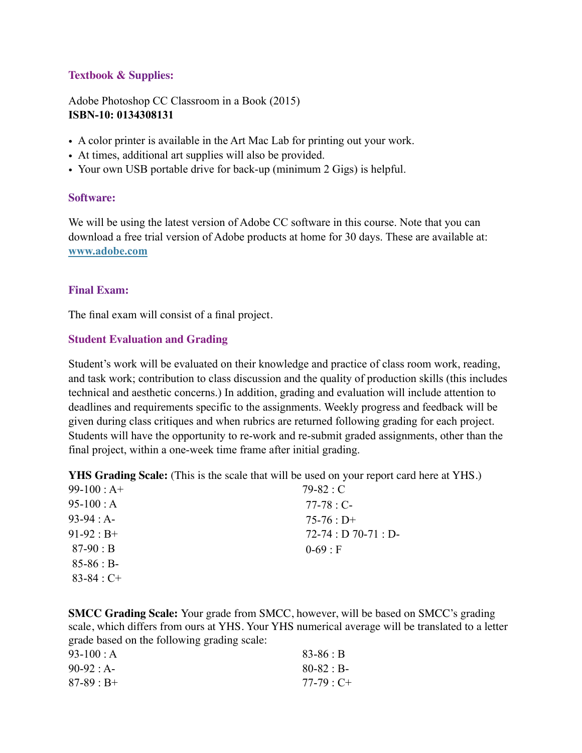### Textbook & Supplies:

Adobe Photoshop CC Classroom in a Book (2015)
**ISBN-10: 0134308131**

- A color printer is available in the Art Mac Lab for printing out your work.
- At times, additional art supplies will also be provided.
- Your own USB portable drive for back-up (minimum 2 Gigs) is helpful.

### Software:

We will be using the latest version of Adobe CC software in this course. Note that you can download a free trial version of Adobe products at home for 30 days. These are available at: [www.adobe.com](http://www.adobe.com)

### Final Exam:

The final exam will consist of a final project.

### Student Evaluation and Grading

Student's work will be evaluated on their knowledge and practice of class room work, reading, and task work; contribution to class discussion and the quality of production skills (this includes technical and aesthetic concerns.) In addition, grading and evaluation will include attention to deadlines and requirements specific to the assignments. Weekly progress and feedback will be given during class critiques and when rubrics are returned following grading for each project. Students will have the opportunity to re-work and re-submit graded assignments, other than the final project, within a one-week time frame after initial grading.

**YHS Grading Scale:** (This is the scale that will be used on your report card here at YHS.)

99-100 : A+
95-100 : A
93-94 : A-
91-92 : B+
87-90 : B
85-86 : B-
83-84 : C+
79-82 : C
77-78 : C-
75-76 : D+
72-74 : D 70-71 : D-
0-69 : F

**SMCC Grading Scale:** Your grade from SMCC, however, will be based on SMCC's grading scale, which differs from ours at YHS. Your YHS numerical average will be translated to a letter grade based on the following grading scale:

93-100 : A
90-92 : A-
87-89 : B+
83-86 : B
80-82 : B-
77-79 : C+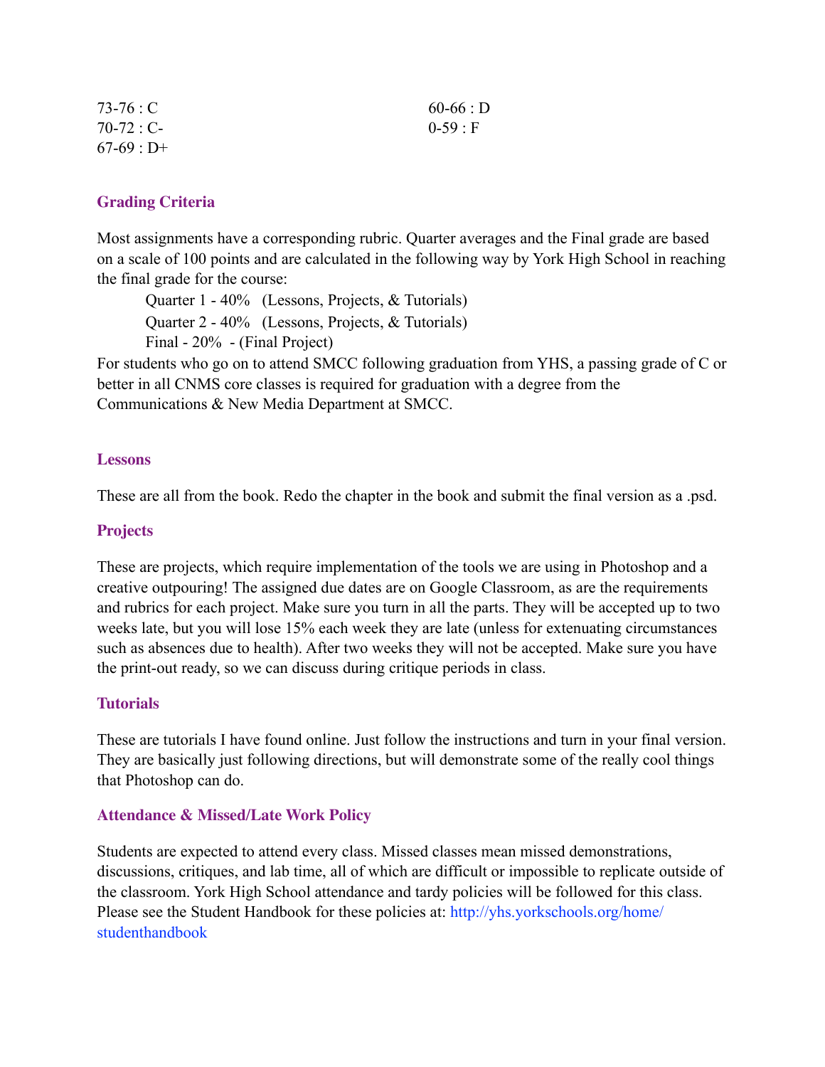73-76 : C
70-72 : C-
67-69 : D+
60-66 : D
0-59 : F

### Grading Criteria

Most assignments have a corresponding rubric. Quarter averages and the Final grade are based on a scale of 100 points and are calculated in the following way by York High School in reaching the final grade for the course:

Quarter 1 - 40%   (Lessons, Projects, & Tutorials)
Quarter 2 - 40%   (Lessons, Projects, & Tutorials)
Final - 20%  - (Final Project)

For students who go on to attend SMCC following graduation from YHS, a passing grade of C or better in all CNMS core classes is required for graduation with a degree from the Communications & New Media Department at SMCC.

### Lessons

These are all from the book. Redo the chapter in the book and submit the final version as a .psd.

### Projects

These are projects, which require implementation of the tools we are using in Photoshop and a creative outpouring! The assigned due dates are on Google Classroom, as are the requirements and rubrics for each project. Make sure you turn in all the parts. They will be accepted up to two weeks late, but you will lose 15% each week they are late (unless for extenuating circumstances such as absences due to health). After two weeks they will not be accepted. Make sure you have the print-out ready, so we can discuss during critique periods in class.

### Tutorials

These are tutorials I have found online. Just follow the instructions and turn in your final version. They are basically just following directions, but will demonstrate some of the really cool things that Photoshop can do.

### Attendance & Missed/Late Work Policy

Students are expected to attend every class. Missed classes mean missed demonstrations, discussions, critiques, and lab time, all of which are difficult or impossible to replicate outside of the classroom. York High School attendance and tardy policies will be followed for this class. Please see the Student Handbook for these policies at: http://yhs.yorkschools.org/home/studenthandbook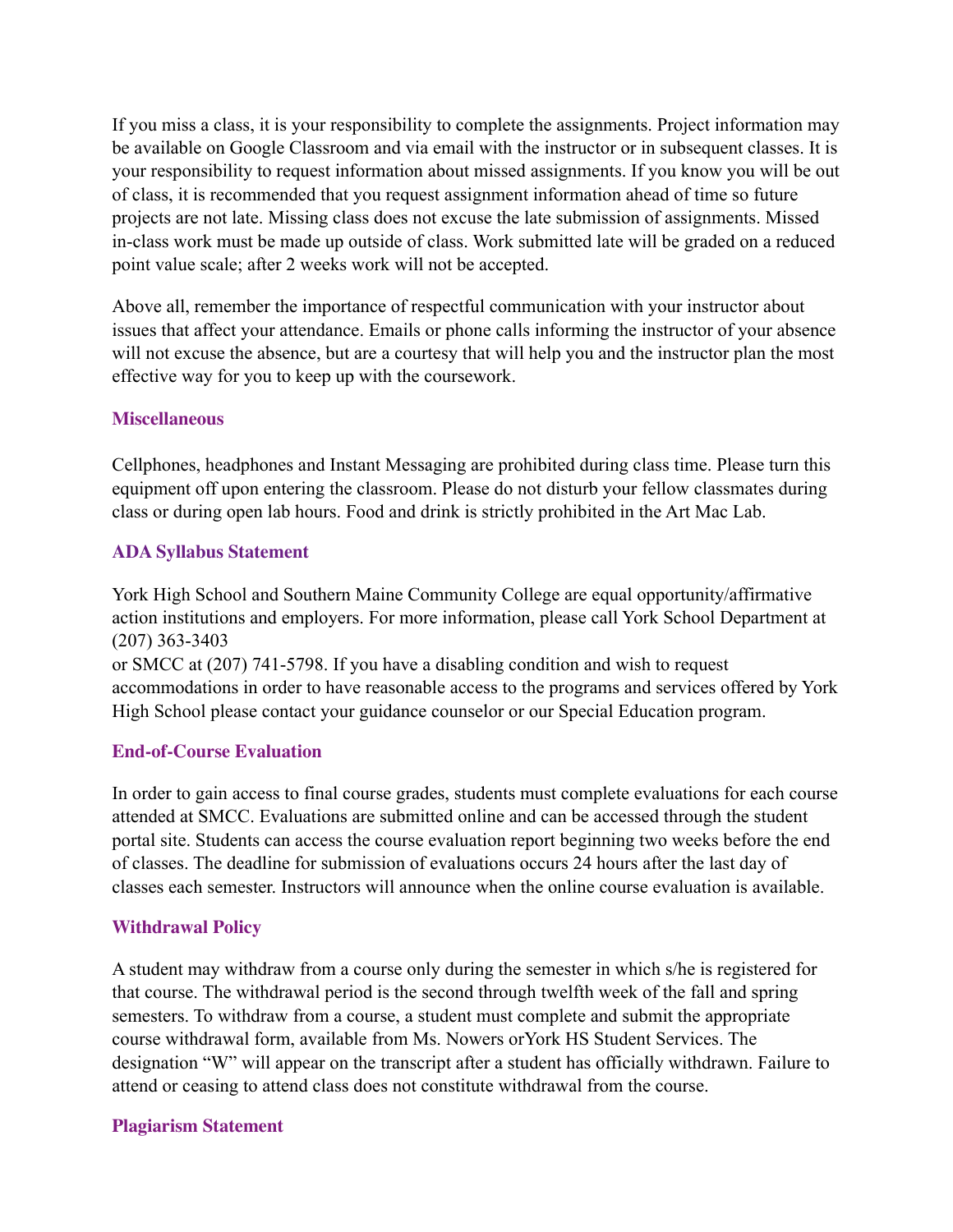If you miss a class, it is your responsibility to complete the assignments. Project information may be available on Google Classroom and via email with the instructor or in subsequent classes. It is your responsibility to request information about missed assignments. If you know you will be out of class, it is recommended that you request assignment information ahead of time so future projects are not late. Missing class does not excuse the late submission of assignments. Missed in-class work must be made up outside of class. Work submitted late will be graded on a reduced point value scale; after 2 weeks work will not be accepted.

Above all, remember the importance of respectful communication with your instructor about issues that affect your attendance. Emails or phone calls informing the instructor of your absence will not excuse the absence, but are a courtesy that will help you and the instructor plan the most effective way for you to keep up with the coursework.

### Miscellaneous

Cellphones, headphones and Instant Messaging are prohibited during class time. Please turn this equipment off upon entering the classroom. Please do not disturb your fellow classmates during class or during open lab hours. Food and drink is strictly prohibited in the Art Mac Lab.

### ADA Syllabus Statement

York High School and Southern Maine Community College are equal opportunity/affirmative action institutions and employers. For more information, please call York School Department at (207) 363-3403
or SMCC at (207) 741-5798. If you have a disabling condition and wish to request accommodations in order to have reasonable access to the programs and services offered by York High School please contact your guidance counselor or our Special Education program.

### End-of-Course Evaluation

In order to gain access to final course grades, students must complete evaluations for each course attended at SMCC. Evaluations are submitted online and can be accessed through the student portal site. Students can access the course evaluation report beginning two weeks before the end of classes. The deadline for submission of evaluations occurs 24 hours after the last day of classes each semester. Instructors will announce when the online course evaluation is available.

### Withdrawal Policy

A student may withdraw from a course only during the semester in which s/he is registered for that course. The withdrawal period is the second through twelfth week of the fall and spring semesters. To withdraw from a course, a student must complete and submit the appropriate course withdrawal form, available from Ms. Nowers orYork HS Student Services. The designation "W" will appear on the transcript after a student has officially withdrawn. Failure to attend or ceasing to attend class does not constitute withdrawal from the course.

### Plagiarism Statement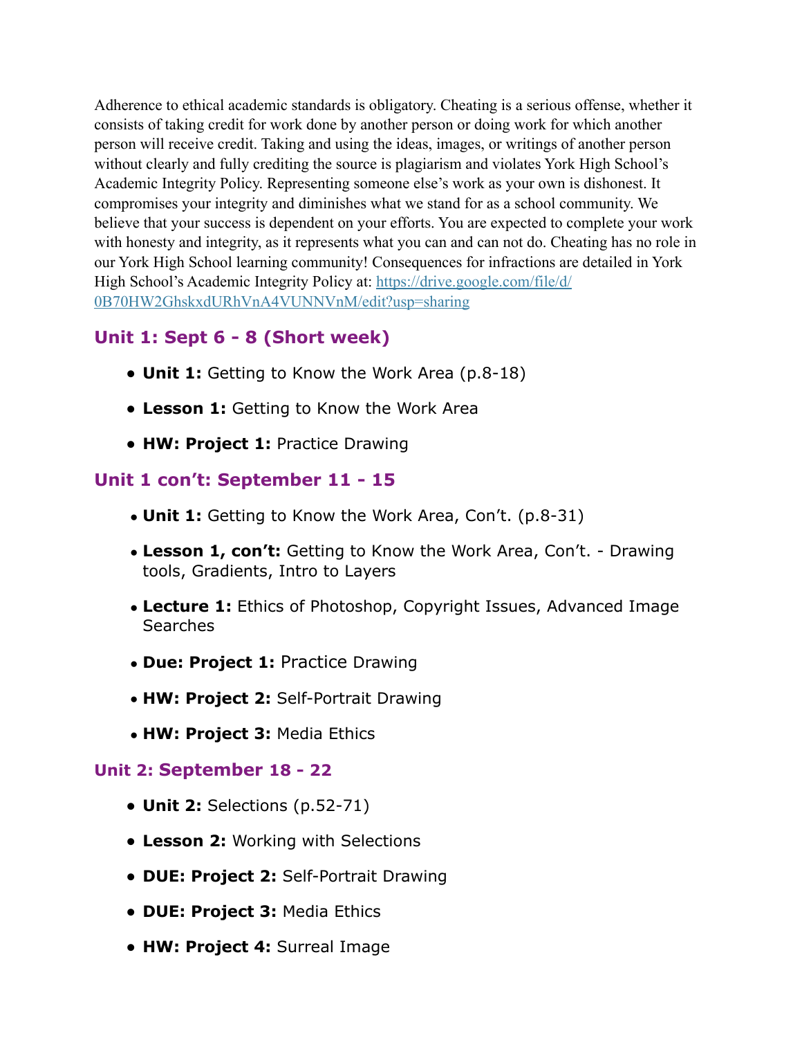Adherence to ethical academic standards is obligatory. Cheating is a serious offense, whether it consists of taking credit for work done by another person or doing work for which another person will receive credit. Taking and using the ideas, images, or writings of another person without clearly and fully crediting the source is plagiarism and violates York High School's Academic Integrity Policy. Representing someone else's work as your own is dishonest. It compromises your integrity and diminishes what we stand for as a school community. We believe that your success is dependent on your efforts. You are expected to complete your work with honesty and integrity, as it represents what you can and can not do. Cheating has no role in our York High School learning community! Consequences for infractions are detailed in York High School's Academic Integrity Policy at: [https://drive.google.com/file/d/0B70HW2GhskxdURhVnA4VUNNVnM/edit?usp=sharing](https://drive.google.com/file/d/0B70HW2GhskxdURhVnA4VUNNVnM/edit?usp=sharing)

### Unit 1: Sept 6 - 8 (Short week)

- **Unit 1:** Getting to Know the Work Area (p.8-18)
- **Lesson 1:** Getting to Know the Work Area
- **HW: Project 1:** Practice Drawing

### Unit 1 con't: September 11 - 15

- **Unit 1:** Getting to Know the Work Area, Con't. (p.8-31)
- **Lesson 1, con't:** Getting to Know the Work Area, Con't. - Drawing tools, Gradients, Intro to Layers
- **Lecture 1:** Ethics of Photoshop, Copyright Issues, Advanced Image Searches
- **Due: Project 1:** Practice Drawing
- **HW: Project 2:** Self-Portrait Drawing
- **HW: Project 3:** Media Ethics

### Unit 2: September 18 - 22

- **Unit 2:** Selections (p.52-71)
- **Lesson 2:** Working with Selections
- **DUE: Project 2:** Self-Portrait Drawing
- **DUE: Project 3:** Media Ethics
- **HW: Project 4:** Surreal Image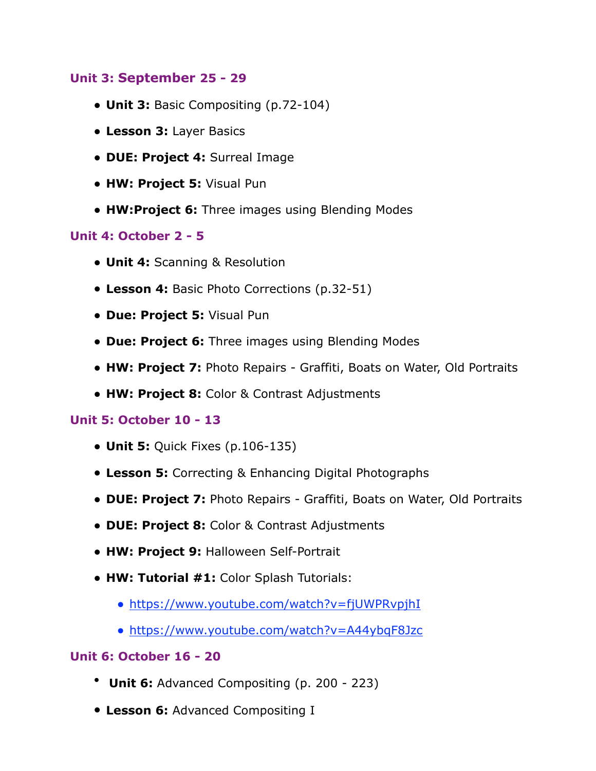### Unit 3: September 25 - 29

- **Unit 3:** Basic Compositing (p.72-104)
- **Lesson 3:** Layer Basics
- **DUE: Project 4:** Surreal Image
- **HW: Project 5:** Visual Pun
- **HW:Project 6:** Three images using Blending Modes

### Unit 4: October 2 - 5

- **Unit 4:** Scanning & Resolution
- **Lesson 4:** Basic Photo Corrections (p.32-51)
- **Due: Project 5:** Visual Pun
- **Due: Project 6:** Three images using Blending Modes
- **HW: Project 7:** Photo Repairs - Graffiti, Boats on Water, Old Portraits
- **HW: Project 8:** Color & Contrast Adjustments

### Unit 5: October 10 - 13

- **Unit 5:** Quick Fixes (p.106-135)
- **Lesson 5:** Correcting & Enhancing Digital Photographs
- **DUE: Project 7:** Photo Repairs - Graffiti, Boats on Water, Old Portraits
- **DUE: Project 8:** Color & Contrast Adjustments
- **HW: Project 9:** Halloween Self-Portrait
- **HW: Tutorial #1:** Color Splash Tutorials:
    - https://www.youtube.com/watch?v=fjUWPRvpjhI
    - https://www.youtube.com/watch?v=A44ybqF8Jzc

### Unit 6: October 16 - 20

- **Unit 6:** Advanced Compositing (p. 200 - 223)
- **Lesson 6:** Advanced Compositing I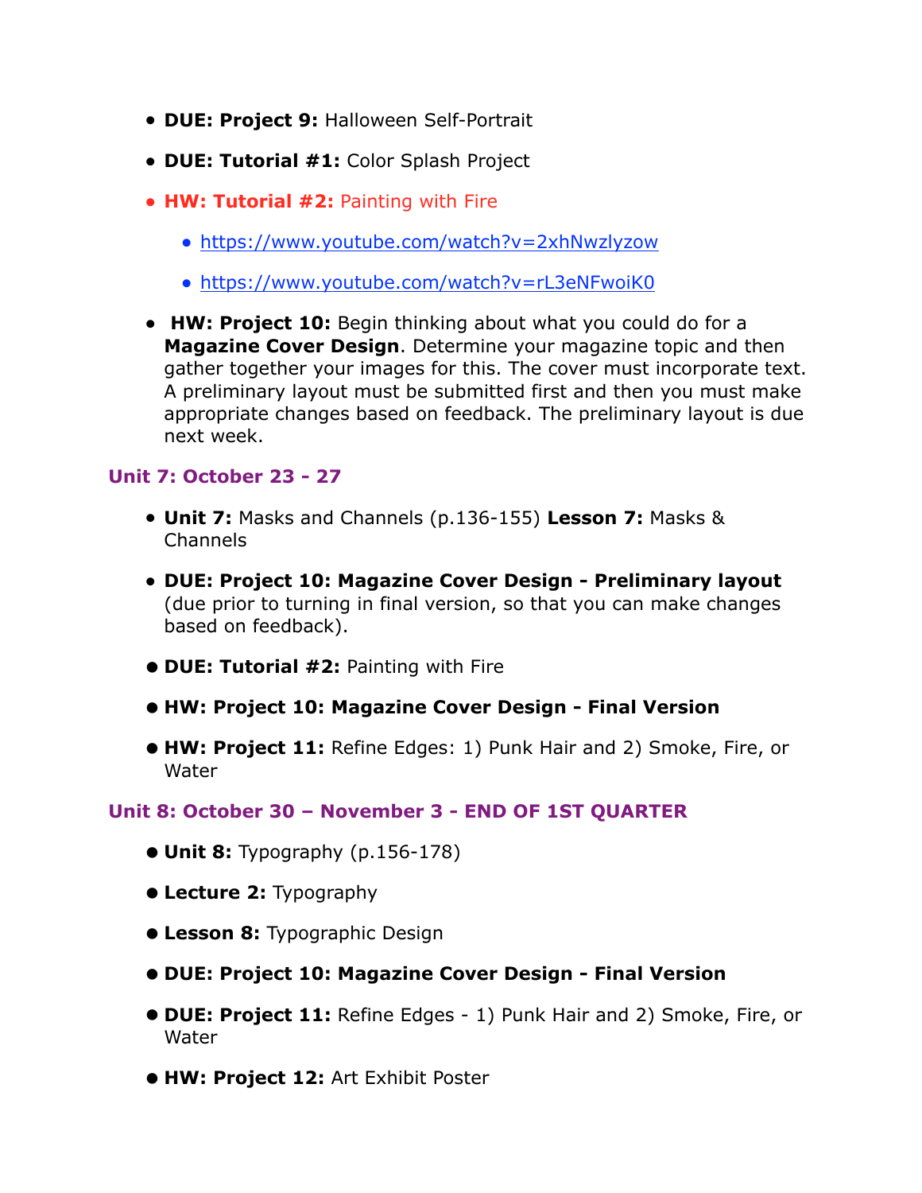- **DUE: Project 9:** Halloween Self-Portrait
- **DUE: Tutorial #1:** Color Splash Project
- **HW: Tutorial #2:** Painting with Fire
  - https://www.youtube.com/watch?v=2xhNwzlyzow
  - https://www.youtube.com/watch?v=rL3eNFwoiK0
- **HW: Project 10:** Begin thinking about what you could do for a **Magazine Cover Design**. Determine your magazine topic and then gather together your images for this. The cover must incorporate text. A preliminary layout must be submitted first and then you must make appropriate changes based on feedback. The preliminary layout is due next week.

### Unit 7: October 23 - 27

- **Unit 7:** Masks and Channels (p.136-155) **Lesson 7:** Masks & Channels
- **DUE: Project 10: Magazine Cover Design - Preliminary layout** (due prior to turning in final version, so that you can make changes based on feedback).
- **DUE: Tutorial #2:** Painting with Fire
- **HW: Project 10: Magazine Cover Design - Final Version**
- **HW: Project 11:** Refine Edges: 1) Punk Hair and 2) Smoke, Fire, or Water

### Unit 8: October 30 – November 3 - END OF 1ST QUARTER

- **Unit 8:** Typography (p.156-178)
- **Lecture 2:** Typography
- **Lesson 8:** Typographic Design
- **DUE: Project 10: Magazine Cover Design - Final Version**
- **DUE: Project 11:** Refine Edges - 1) Punk Hair and 2) Smoke, Fire, or Water
- **HW: Project 12:** Art Exhibit Poster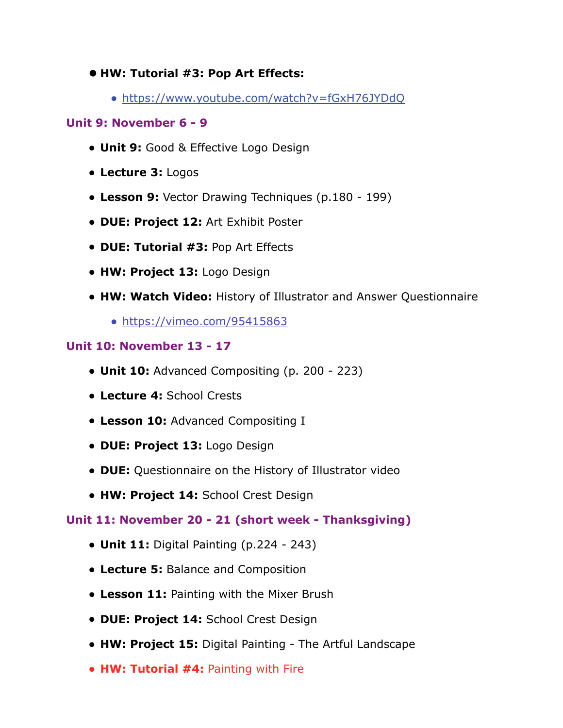- **HW: Tutorial #3: Pop Art Effects:**
  - https://www.youtube.com/watch?v=fGxH76JYDdQ

### Unit 9: November 6 - 9

- **Unit 9:** Good & Effective Logo Design
- **Lecture 3:** Logos
- **Lesson 9:** Vector Drawing Techniques (p.180 - 199)
- **DUE: Project 12:** Art Exhibit Poster
- **DUE: Tutorial #3:** Pop Art Effects
- **HW: Project 13:** Logo Design
- **HW: Watch Video:** History of Illustrator and Answer Questionnaire
  - https://vimeo.com/95415863

### Unit 10: November 13 - 17

- **Unit 10:** Advanced Compositing (p. 200 - 223)
- **Lecture 4:** School Crests
- **Lesson 10:** Advanced Compositing I
- **DUE: Project 13:** Logo Design
- **DUE:** Questionnaire on the History of Illustrator video
- **HW: Project 14:** School Crest Design

### Unit 11: November 20 - 21 (short week - Thanksgiving)

- **Unit 11:** Digital Painting (p.224 - 243)
- **Lecture 5:** Balance and Composition
- **Lesson 11:** Painting with the Mixer Brush
- **DUE: Project 14:** School Crest Design
- **HW: Project 15:** Digital Painting - The Artful Landscape
- **HW: Tutorial #4:** Painting with Fire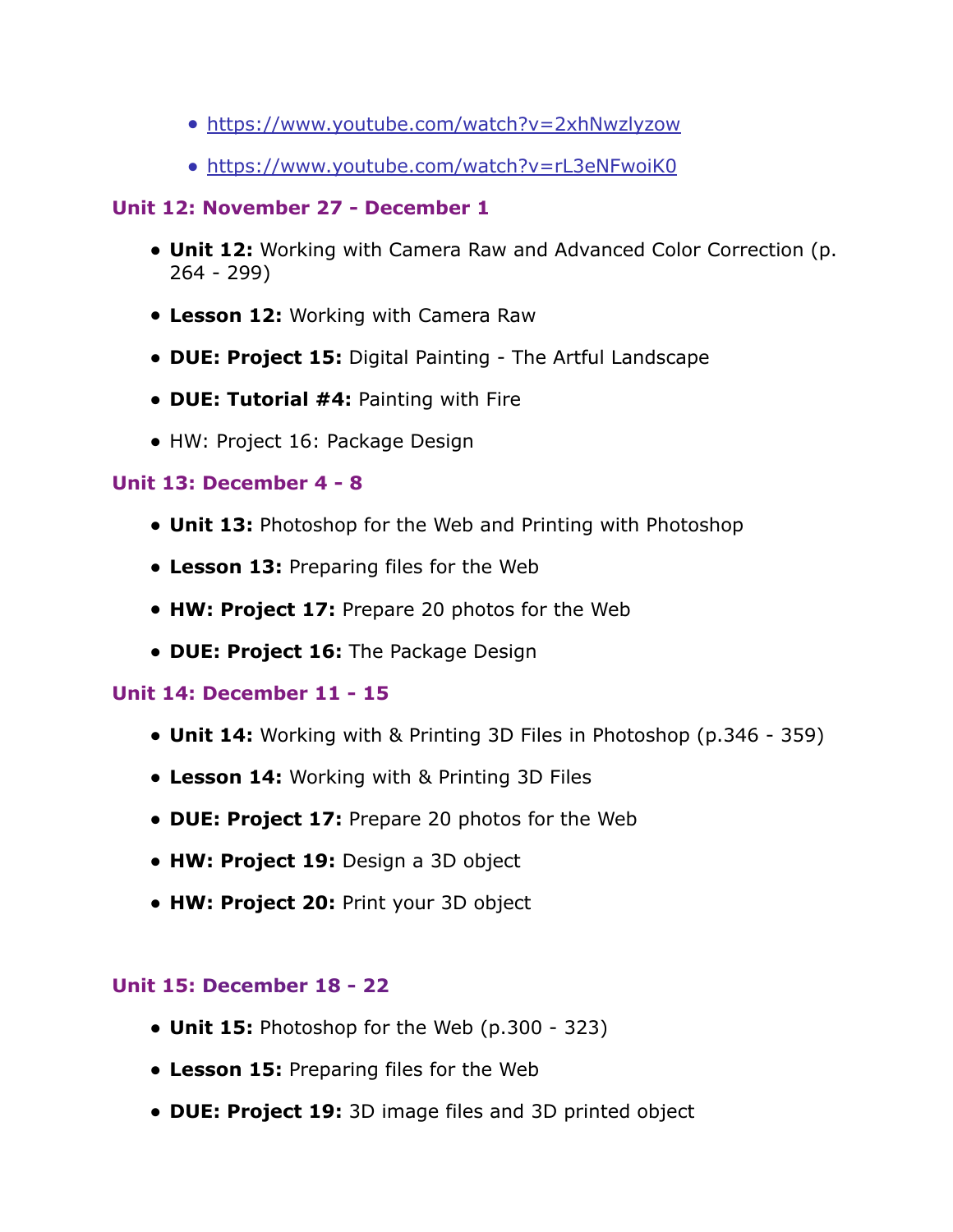- https://www.youtube.com/watch?v=2xhNwzlyzow
- https://www.youtube.com/watch?v=rL3eNFwoiK0

### Unit 12: November 27 - December 1

- **Unit 12:** Working with Camera Raw and Advanced Color Correction (p. 264 - 299)
- **Lesson 12:** Working with Camera Raw
- **DUE: Project 15:** Digital Painting - The Artful Landscape
- **DUE: Tutorial #4:** Painting with Fire
- HW: Project 16: Package Design

### Unit 13: December 4 - 8

- **Unit 13:** Photoshop for the Web and Printing with Photoshop
- **Lesson 13:** Preparing files for the Web
- **HW: Project 17:** Prepare 20 photos for the Web
- **DUE: Project 16:** The Package Design

### Unit 14: December 11 - 15

- **Unit 14:** Working with & Printing 3D Files in Photoshop (p.346 - 359)
- **Lesson 14:** Working with & Printing 3D Files
- **DUE: Project 17:** Prepare 20 photos for the Web
- **HW: Project 19:** Design a 3D object
- **HW: Project 20:** Print your 3D object

### Unit 15: December 18 - 22

- **Unit 15:** Photoshop for the Web (p.300 - 323)
- **Lesson 15:** Preparing files for the Web
- **DUE: Project 19:** 3D image files and 3D printed object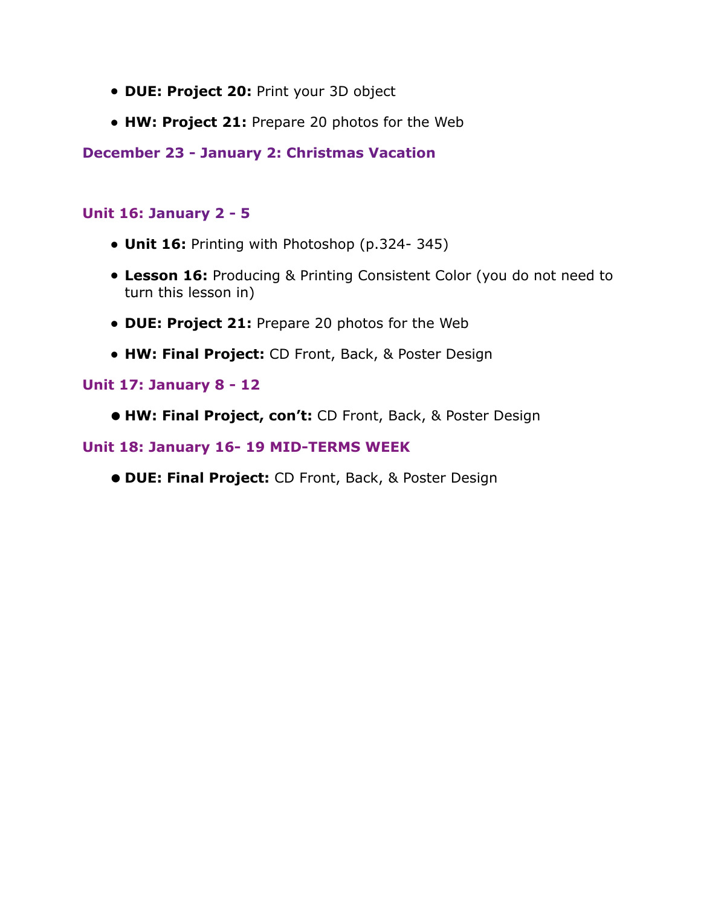- **DUE: Project 20:** Print your 3D object
- **HW: Project 21:** Prepare 20 photos for the Web

### December 23 - January 2: Christmas Vacation

### Unit 16: January 2 - 5

- **Unit 16:** Printing with Photoshop (p.324- 345)
- **Lesson 16:** Producing & Printing Consistent Color (you do not need to turn this lesson in)
- **DUE: Project 21:** Prepare 20 photos for the Web
- **HW: Final Project:** CD Front, Back, & Poster Design

### Unit 17: January 8 - 12

- **HW: Final Project, con't:** CD Front, Back, & Poster Design

### Unit 18: January 16- 19 MID-TERMS WEEK

- **DUE: Final Project:** CD Front, Back, & Poster Design